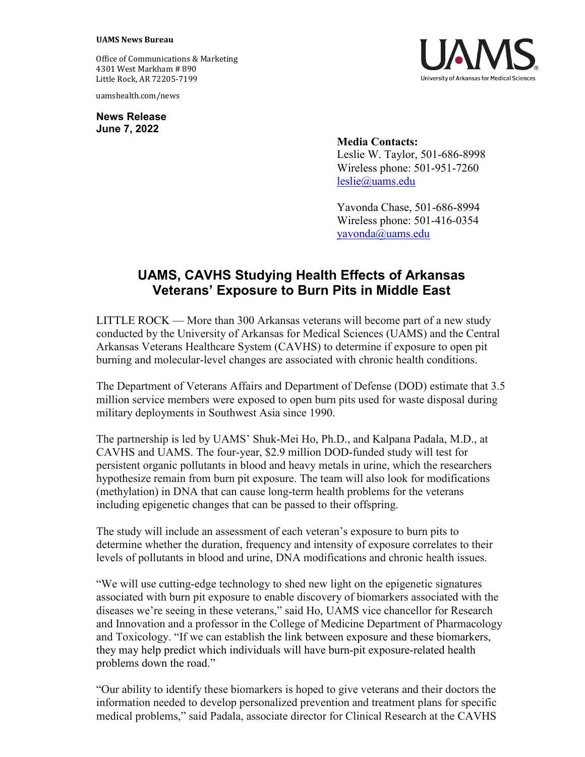**UAMS News Bureau**

Office of Communications & Marketing
4301 West Markham # 890
Little Rock, AR 72205-7199

uamshealth.com/news

UAMS
University of Arkansas for Medical Sciences

**News Release**
**June 7, 2022**

**Media Contacts:**
Leslie W. Taylor, 501-686-8998
Wireless phone: 501-951-7260
leslie@uams.edu

Yavonda Chase, 501-686-8994
Wireless phone: 501-416-0354
yavonda@uams.edu

# UAMS, CAVHS Studying Health Effects of Arkansas Veterans' Exposure to Burn Pits in Middle East

LITTLE ROCK — More than 300 Arkansas veterans will become part of a new study conducted by the University of Arkansas for Medical Sciences (UAMS) and the Central Arkansas Veterans Healthcare System (CAVHS) to determine if exposure to open pit burning and molecular-level changes are associated with chronic health conditions.

The Department of Veterans Affairs and Department of Defense (DOD) estimate that 3.5 million service members were exposed to open burn pits used for waste disposal during military deployments in Southwest Asia since 1990.

The partnership is led by UAMS' Shuk-Mei Ho, Ph.D., and Kalpana Padala, M.D., at CAVHS and UAMS. The four-year, $2.9 million DOD-funded study will test for persistent organic pollutants in blood and heavy metals in urine, which the researchers hypothesize remain from burn pit exposure. The team will also look for modifications (methylation) in DNA that can cause long-term health problems for the veterans including epigenetic changes that can be passed to their offspring.

The study will include an assessment of each veteran's exposure to burn pits to determine whether the duration, frequency and intensity of exposure correlates to their levels of pollutants in blood and urine, DNA modifications and chronic health issues.

"We will use cutting-edge technology to shed new light on the epigenetic signatures associated with burn pit exposure to enable discovery of biomarkers associated with the diseases we're seeing in these veterans," said Ho, UAMS vice chancellor for Research and Innovation and a professor in the College of Medicine Department of Pharmacology and Toxicology. "If we can establish the link between exposure and these biomarkers, they may help predict which individuals will have burn-pit exposure-related health problems down the road."

"Our ability to identify these biomarkers is hoped to give veterans and their doctors the information needed to develop personalized prevention and treatment plans for specific medical problems," said Padala, associate director for Clinical Research at the CAVHS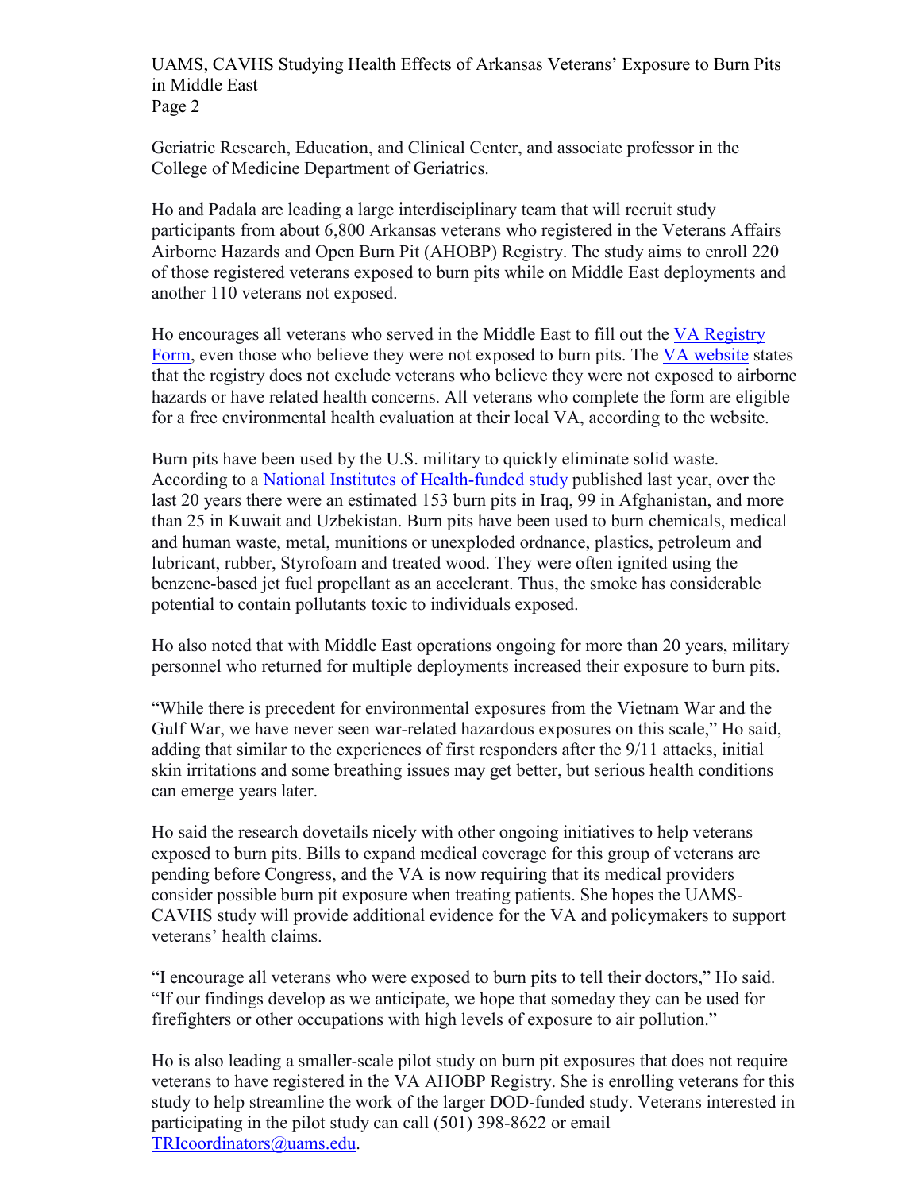Geriatric Research, Education, and Clinical Center, and associate professor in the College of Medicine Department of Geriatrics.

Ho and Padala are leading a large interdisciplinary team that will recruit study participants from about 6,800 Arkansas veterans who registered in the Veterans Affairs Airborne Hazards and Open Burn Pit (AHOBP) Registry. The study aims to enroll 220 of those registered veterans exposed to burn pits while on Middle East deployments and another 110 veterans not exposed.

Ho encourages all veterans who served in the Middle East to fill out the VA Registry Form, even those who believe they were not exposed to burn pits. The VA website states that the registry does not exclude veterans who believe they were not exposed to airborne hazards or have related health concerns. All veterans who complete the form are eligible for a free environmental health evaluation at their local VA, according to the website.

Burn pits have been used by the U.S. military to quickly eliminate solid waste. According to a National Institutes of Health-funded study published last year, over the last 20 years there were an estimated 153 burn pits in Iraq, 99 in Afghanistan, and more than 25 in Kuwait and Uzbekistan. Burn pits have been used to burn chemicals, medical and human waste, metal, munitions or unexploded ordnance, plastics, petroleum and lubricant, rubber, Styrofoam and treated wood. They were often ignited using the benzene-based jet fuel propellant as an accelerant. Thus, the smoke has considerable potential to contain pollutants toxic to individuals exposed.

Ho also noted that with Middle East operations ongoing for more than 20 years, military personnel who returned for multiple deployments increased their exposure to burn pits.

"While there is precedent for environmental exposures from the Vietnam War and the Gulf War, we have never seen war-related hazardous exposures on this scale," Ho said, adding that similar to the experiences of first responders after the 9/11 attacks, initial skin irritations and some breathing issues may get better, but serious health conditions can emerge years later.

Ho said the research dovetails nicely with other ongoing initiatives to help veterans exposed to burn pits. Bills to expand medical coverage for this group of veterans are pending before Congress, and the VA is now requiring that its medical providers consider possible burn pit exposure when treating patients. She hopes the UAMS-CAVHS study will provide additional evidence for the VA and policymakers to support veterans' health claims.

"I encourage all veterans who were exposed to burn pits to tell their doctors," Ho said. "If our findings develop as we anticipate, we hope that someday they can be used for firefighters or other occupations with high levels of exposure to air pollution."

Ho is also leading a smaller-scale pilot study on burn pit exposures that does not require veterans to have registered in the VA AHOBP Registry. She is enrolling veterans for this study to help streamline the work of the larger DOD-funded study. Veterans interested in participating in the pilot study can call (501) 398-8622 or email TRIcoordinators@uams.edu.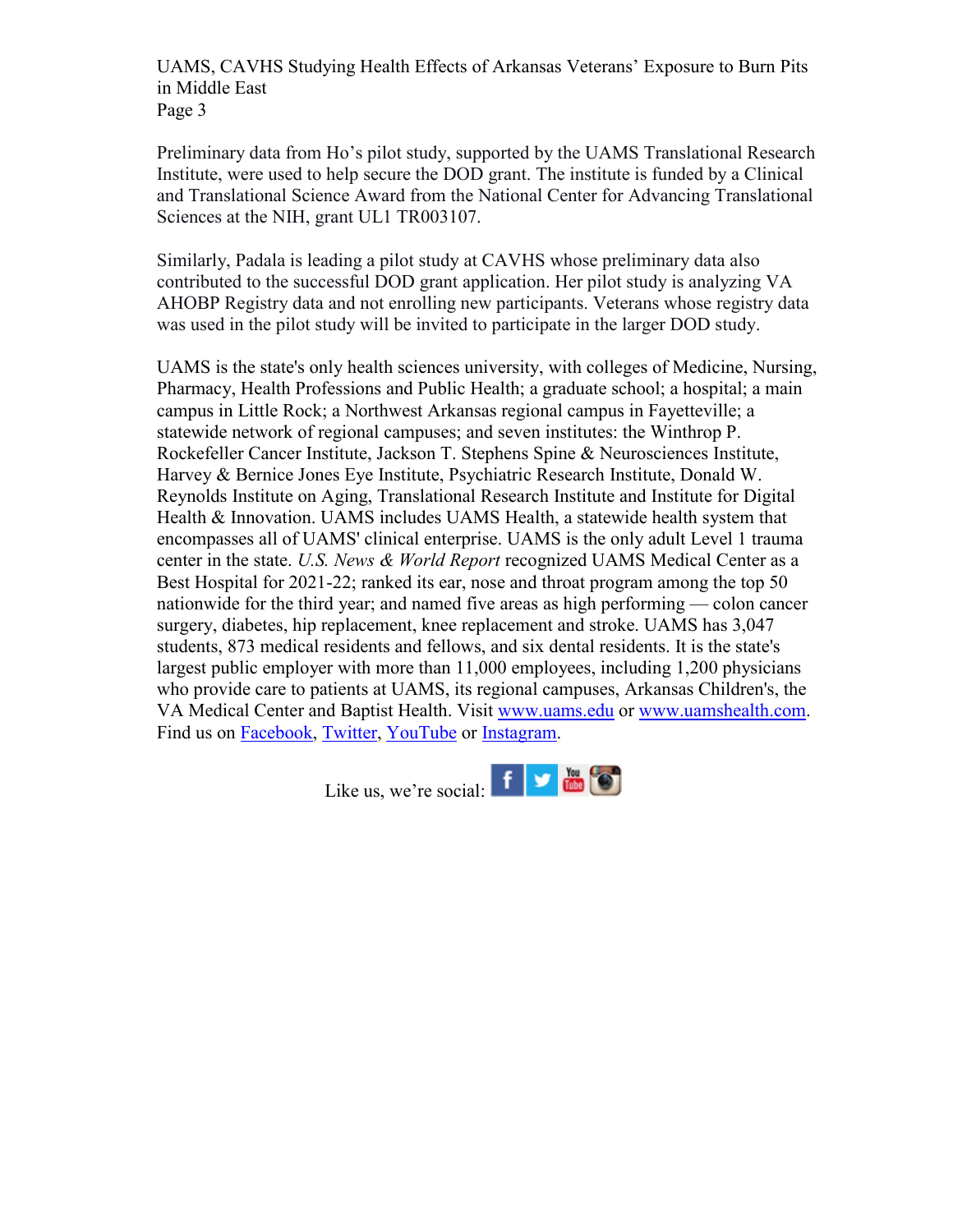Preliminary data from Ho's pilot study, supported by the UAMS Translational Research Institute, were used to help secure the DOD grant. The institute is funded by a Clinical and Translational Science Award from the National Center for Advancing Translational Sciences at the NIH, grant UL1 TR003107.

Similarly, Padala is leading a pilot study at CAVHS whose preliminary data also contributed to the successful DOD grant application. Her pilot study is analyzing VA AHOBP Registry data and not enrolling new participants. Veterans whose registry data was used in the pilot study will be invited to participate in the larger DOD study.

UAMS is the state's only health sciences university, with colleges of Medicine, Nursing, Pharmacy, Health Professions and Public Health; a graduate school; a hospital; a main campus in Little Rock; a Northwest Arkansas regional campus in Fayetteville; a statewide network of regional campuses; and seven institutes: the Winthrop P. Rockefeller Cancer Institute, Jackson T. Stephens Spine & Neurosciences Institute, Harvey & Bernice Jones Eye Institute, Psychiatric Research Institute, Donald W. Reynolds Institute on Aging, Translational Research Institute and Institute for Digital Health & Innovation. UAMS includes UAMS Health, a statewide health system that encompasses all of UAMS' clinical enterprise. UAMS is the only adult Level 1 trauma center in the state. *U.S. News & World Report* recognized UAMS Medical Center as a Best Hospital for 2021-22; ranked its ear, nose and throat program among the top 50 nationwide for the third year; and named five areas as high performing — colon cancer surgery, diabetes, hip replacement, knee replacement and stroke. UAMS has 3,047 students, 873 medical residents and fellows, and six dental residents. It is the state's largest public employer with more than 11,000 employees, including 1,200 physicians who provide care to patients at UAMS, its regional campuses, Arkansas Children's, the VA Medical Center and Baptist Health. Visit www.uams.edu or www.uamshealth.com. Find us on Facebook, Twitter, YouTube or Instagram.

Like us, we're social: